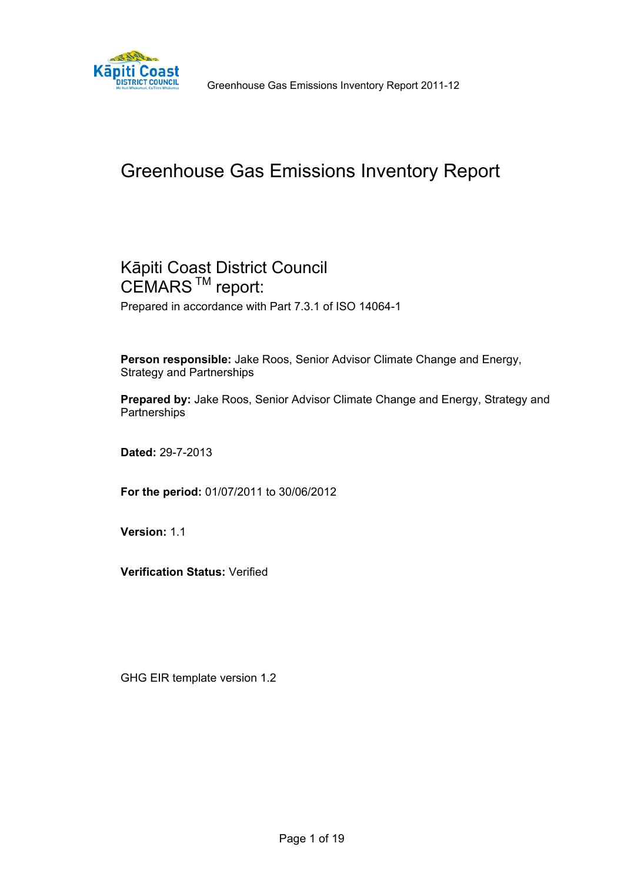# Greenhouse Gas Emissions Inventory Report

## Kāpiti Coast District Council CEMARS™ report:

Prepared in accordance with Part 7.3.1 of ISO 14064-1

**Person responsible:** Jake Roos, Senior Advisor Climate Change and Energy, Strategy and Partnerships

**Prepared by:** Jake Roos, Senior Advisor Climate Change and Energy, Strategy and Partnerships

**Dated:** 29-7-2013

**For the period:** 01/07/2011 to 30/06/2012

**Version:** 1.1

**Verification Status:** Verified

GHG EIR template version 1.2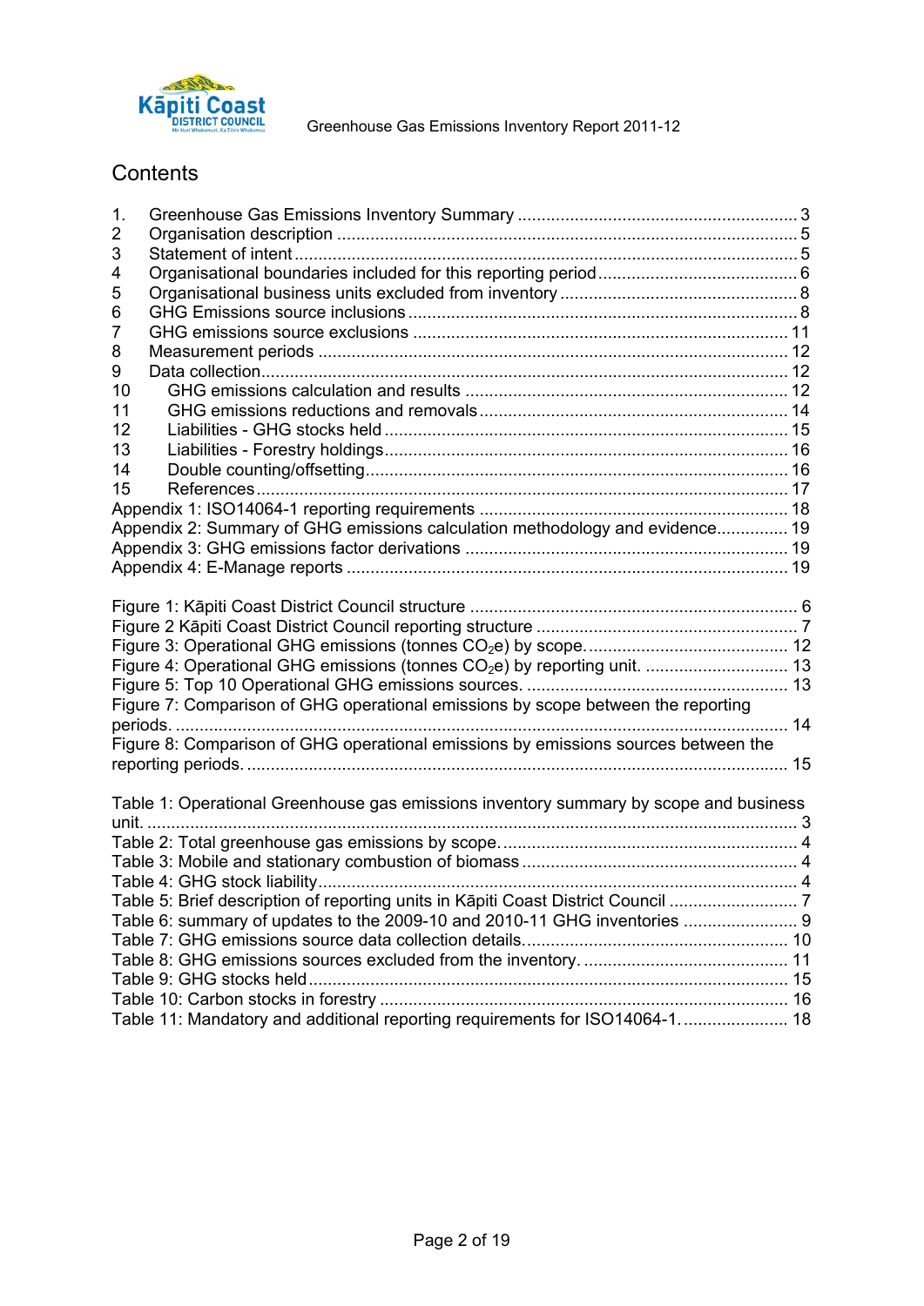# Contents

1. Greenhouse Gas Emissions Inventory Summary .......... 3
2 Organisation description .......... 5
3 Statement of intent .......... 5
4 Organisational boundaries included for this reporting period .......... 6
5 Organisational business units excluded from inventory .......... 8
6 GHG Emissions source inclusions .......... 8
7 GHG emissions source exclusions .......... 11
8 Measurement periods .......... 12
9 Data collection .......... 12
10 GHG emissions calculation and results .......... 12
11 GHG emissions reductions and removals .......... 14
12 Liabilities - GHG stocks held .......... 15
13 Liabilities - Forestry holdings .......... 16
14 Double counting/offsetting .......... 16
15 References .......... 17

Appendix 1: ISO14064-1 reporting requirements .......... 18
Appendix 2: Summary of GHG emissions calculation methodology and evidence .......... 19
Appendix 3: GHG emissions factor derivations .......... 19
Appendix 4: E-Manage reports .......... 19

Figure 1: Kāpiti Coast District Council structure .......... 6
Figure 2 Kāpiti Coast District Council reporting structure .......... 7
Figure 3: Operational GHG emissions (tonnes $CO_2$e) by scope .......... 12
Figure 4: Operational GHG emissions (tonnes $CO_2$e) by reporting unit .......... 13
Figure 5: Top 10 Operational GHG emissions sources .......... 13
Figure 7: Comparison of GHG operational emissions by scope between the reporting periods .......... 14
Figure 8: Comparison of GHG operational emissions by emissions sources between the reporting periods .......... 15

Table 1: Operational Greenhouse gas emissions inventory summary by scope and business unit .......... 3
Table 2: Total greenhouse gas emissions by scope .......... 4
Table 3: Mobile and stationary combustion of biomass .......... 4
Table 4: GHG stock liability .......... 4
Table 5: Brief description of reporting units in Kāpiti Coast District Council .......... 7
Table 6: summary of updates to the 2009-10 and 2010-11 GHG inventories .......... 9
Table 7: GHG emissions source data collection details .......... 10
Table 8: GHG emissions sources excluded from the inventory .......... 11
Table 9: GHG stocks held .......... 15
Table 10: Carbon stocks in forestry .......... 16
Table 11: Mandatory and additional reporting requirements for ISO14064-1 .......... 18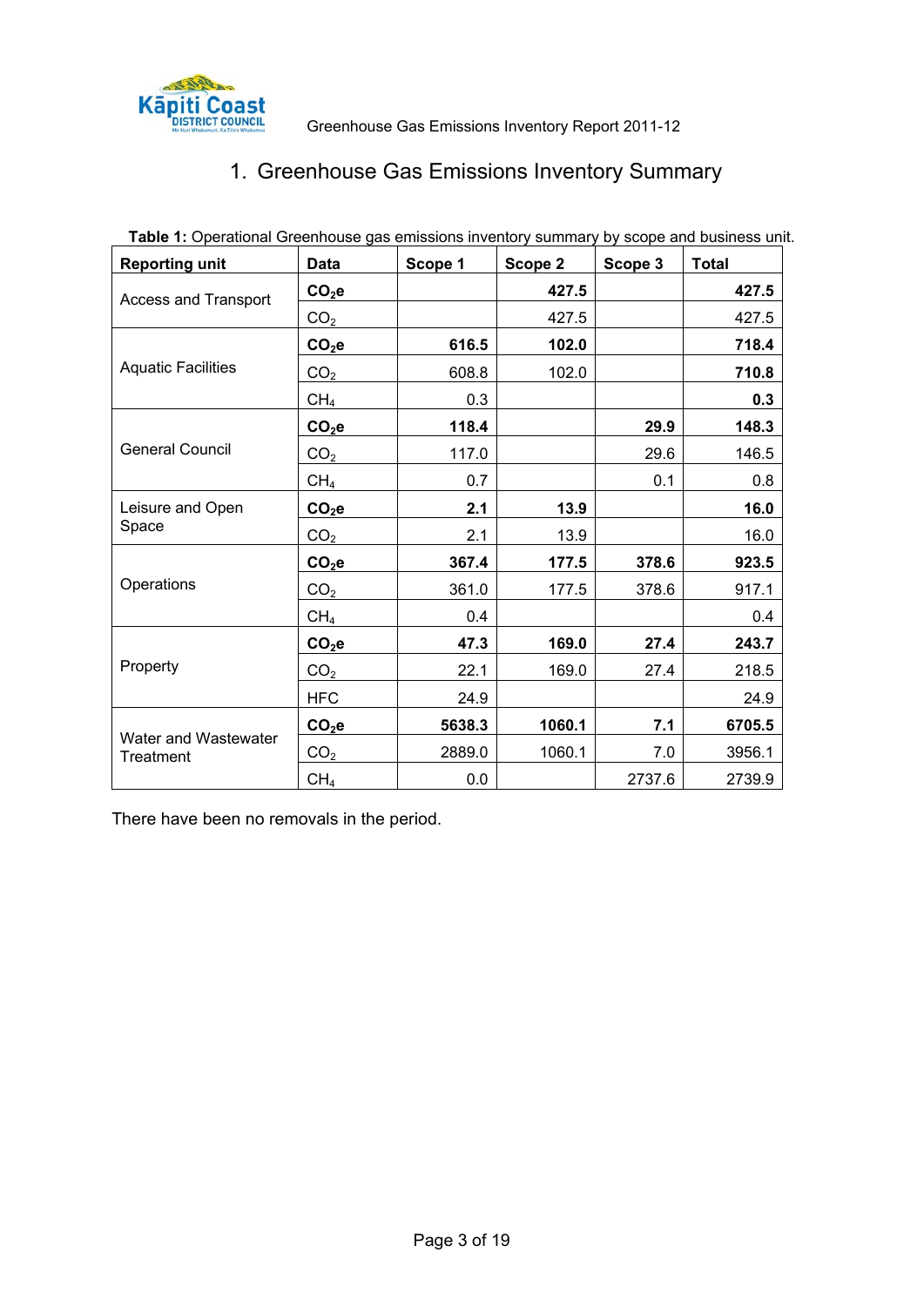# 1. Greenhouse Gas Emissions Inventory Summary

**Table 1:** Operational Greenhouse gas emissions inventory summary by scope and business unit.

| Reporting unit | Data | Scope 1 | Scope 2 | Scope 3 | Total |
|---|---|---|---|---|---|
| Access and Transport | **$CO_2e$** | | **427.5** | | **427.5** |
| | $CO_2$ | | 427.5 | | 427.5 |
| Aquatic Facilities | **$CO_2e$** | **616.5** | **102.0** | | **718.4** |
| | $CO_2$ | 608.8 | 102.0 | | **710.8** |
| | $CH_4$ | 0.3 | | | **0.3** |
| General Council | **$CO_2e$** | **118.4** | | **29.9** | **148.3** |
| | $CO_2$ | 117.0 | | 29.6 | 146.5 |
| | $CH_4$ | 0.7 | | 0.1 | 0.8 |
| Leisure and Open Space | **$CO_2e$** | **2.1** | **13.9** | | **16.0** |
| | $CO_2$ | 2.1 | 13.9 | | 16.0 |
| Operations | **$CO_2e$** | **367.4** | **177.5** | **378.6** | **923.5** |
| | $CO_2$ | 361.0 | 177.5 | 378.6 | 917.1 |
| | $CH_4$ | 0.4 | | | 0.4 |
| Property | **$CO_2e$** | **47.3** | **169.0** | **27.4** | **243.7** |
| | $CO_2$ | 22.1 | 169.0 | 27.4 | 218.5 |
| | HFC | 24.9 | | | 24.9 |
| Water and Wastewater Treatment | **$CO_2e$** | **5638.3** | **1060.1** | **7.1** | **6705.5** |
| | $CO_2$ | 2889.0 | 1060.1 | 7.0 | 3956.1 |
| | $CH_4$ | 0.0 | | 2737.6 | 2739.9 |

There have been no removals in the period.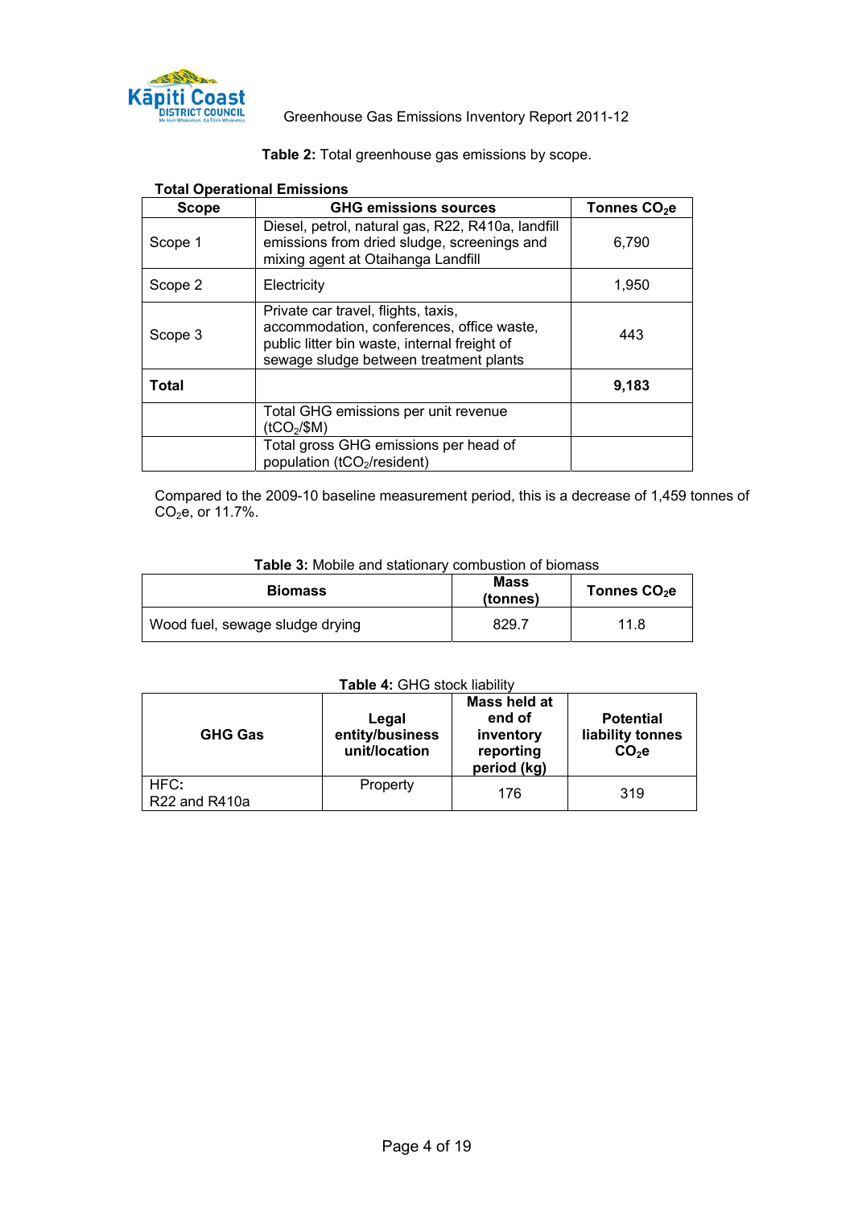**Table 2:** Total greenhouse gas emissions by scope.

**Total Operational Emissions**

| Scope | GHG emissions sources | Tonnes $CO_2e$ |
|---|---|---|
| Scope 1 | Diesel, petrol, natural gas, R22, R410a, landfill emissions from dried sludge, screenings and mixing agent at Otaihanga Landfill | 6,790 |
| Scope 2 | Electricity | 1,950 |
| Scope 3 | Private car travel, flights, taxis, accommodation, conferences, office waste, public litter bin waste, internal freight of sewage sludge between treatment plants | 443 |
| **Total** | | **9,183** |
| | Total GHG emissions per unit revenue ($tCO_2$/$M) | |
| | Total gross GHG emissions per head of population ($tCO_2$/resident) | |

Compared to the 2009-10 baseline measurement period, this is a decrease of 1,459 tonnes of $CO_2e$, or 11.7%.

**Table 3:** Mobile and stationary combustion of biomass

| Biomass | Mass (tonnes) | Tonnes $CO_2e$ |
|---|---|---|
| Wood fuel, sewage sludge drying | 829.7 | 11.8 |

**Table 4:** GHG stock liability

| GHG Gas | Legal entity/business unit/location | Mass held at end of inventory reporting period (kg) | Potential liability tonnes $CO_2e$ |
|---|---|---|---|
| HFC: R22 and R410a | Property | 176 | 319 |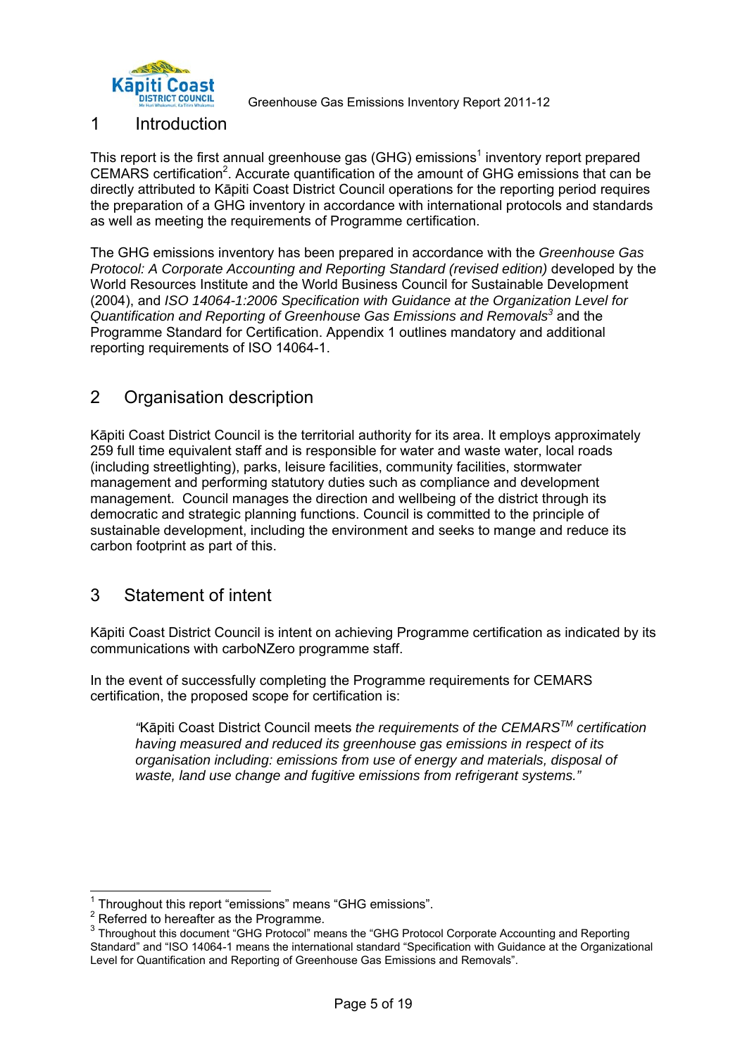## 1 Introduction

This report is the first annual greenhouse gas (GHG) emissions[1] inventory report prepared CEMARS certification[2]. Accurate quantification of the amount of GHG emissions that can be directly attributed to Kāpiti Coast District Council operations for the reporting period requires the preparation of a GHG inventory in accordance with international protocols and standards as well as meeting the requirements of Programme certification.

The GHG emissions inventory has been prepared in accordance with the *Greenhouse Gas Protocol: A Corporate Accounting and Reporting Standard (revised edition)* developed by the World Resources Institute and the World Business Council for Sustainable Development (2004), and *ISO 14064-1:2006 Specification with Guidance at the Organization Level for Quantification and Reporting of Greenhouse Gas Emissions and Removals*[3] and the Programme Standard for Certification. Appendix 1 outlines mandatory and additional reporting requirements of ISO 14064-1.

## 2 Organisation description

Kāpiti Coast District Council is the territorial authority for its area. It employs approximately 259 full time equivalent staff and is responsible for water and waste water, local roads (including streetlighting), parks, leisure facilities, community facilities, stormwater management and performing statutory duties such as compliance and development management. Council manages the direction and wellbeing of the district through its democratic and strategic planning functions. Council is committed to the principle of sustainable development, including the environment and seeks to mange and reduce its carbon footprint as part of this.

## 3 Statement of intent

Kāpiti Coast District Council is intent on achieving Programme certification as indicated by its communications with carboNZero programme staff.

In the event of successfully completing the Programme requirements for CEMARS certification, the proposed scope for certification is:

> "Kāpiti Coast District Council meets *the requirements of the CEMARS™ certification having measured and reduced its greenhouse gas emissions in respect of its organisation including: emissions from use of energy and materials, disposal of waste, land use change and fugitive emissions from refrigerant systems."*

---

[1] Throughout this report "emissions" means "GHG emissions".

[2] Referred to hereafter as the Programme.

[3] Throughout this document "GHG Protocol" means the "GHG Protocol Corporate Accounting and Reporting Standard" and "ISO 14064-1 means the international standard "Specification with Guidance at the Organizational Level for Quantification and Reporting of Greenhouse Gas Emissions and Removals".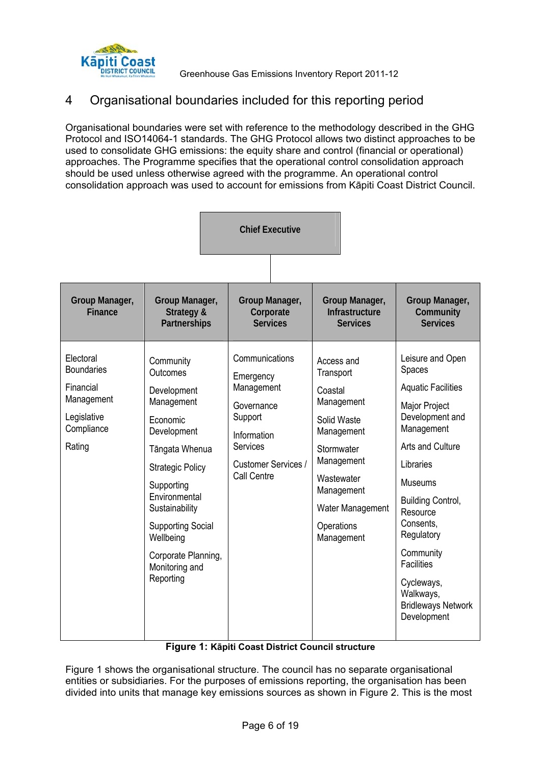## 4 Organisational boundaries included for this reporting period

Organisational boundaries were set with reference to the methodology described in the GHG Protocol and ISO14064-1 standards. The GHG Protocol allows two distinct approaches to be used to consolidate GHG emissions: the equity share and control (financial or operational) approaches. The Programme specifies that the operational control consolidation approach should be used unless otherwise agreed with the programme. An operational control consolidation approach was used to account for emissions from Kāpiti Coast District Council.

**Chief Executive**

| Group Manager, Finance | Group Manager, Strategy & Partnerships | Group Manager, Corporate Services | Group Manager, Infrastructure Services | Group Manager, Community Services |
|---|---|---|---|---|
| Electoral Boundaries | Community Outcomes | Communications | Access and Transport | Leisure and Open Spaces |
| Financial Management | Development Management | Emergency Management | Coastal Management | Aquatic Facilities |
| Legislative Compliance | Economic Development | Governance Support | Solid Waste Management | Major Project Development and Management |
| Rating | Tāngata Whenua | Information Services | Stormwater Management | Arts and Culture |
| | Strategic Policy | Customer Services / Call Centre | Wastewater Management | Libraries |
| | Supporting Environmental Sustainability | | Water Management | Museums |
| | Supporting Social Wellbeing | | Operations Management | Building Control, Resource Consents, Regulatory |
| | Corporate Planning, Monitoring and Reporting | | | Community Facilities |
| | | | | Cycleways, Walkways, Bridleways Network Development |

**Figure 1: Kāpiti Coast District Council structure**

Figure 1 shows the organisational structure. The council has no separate organisational entities or subsidiaries. For the purposes of emissions reporting, the organisation has been divided into units that manage key emissions sources as shown in Figure 2. This is the most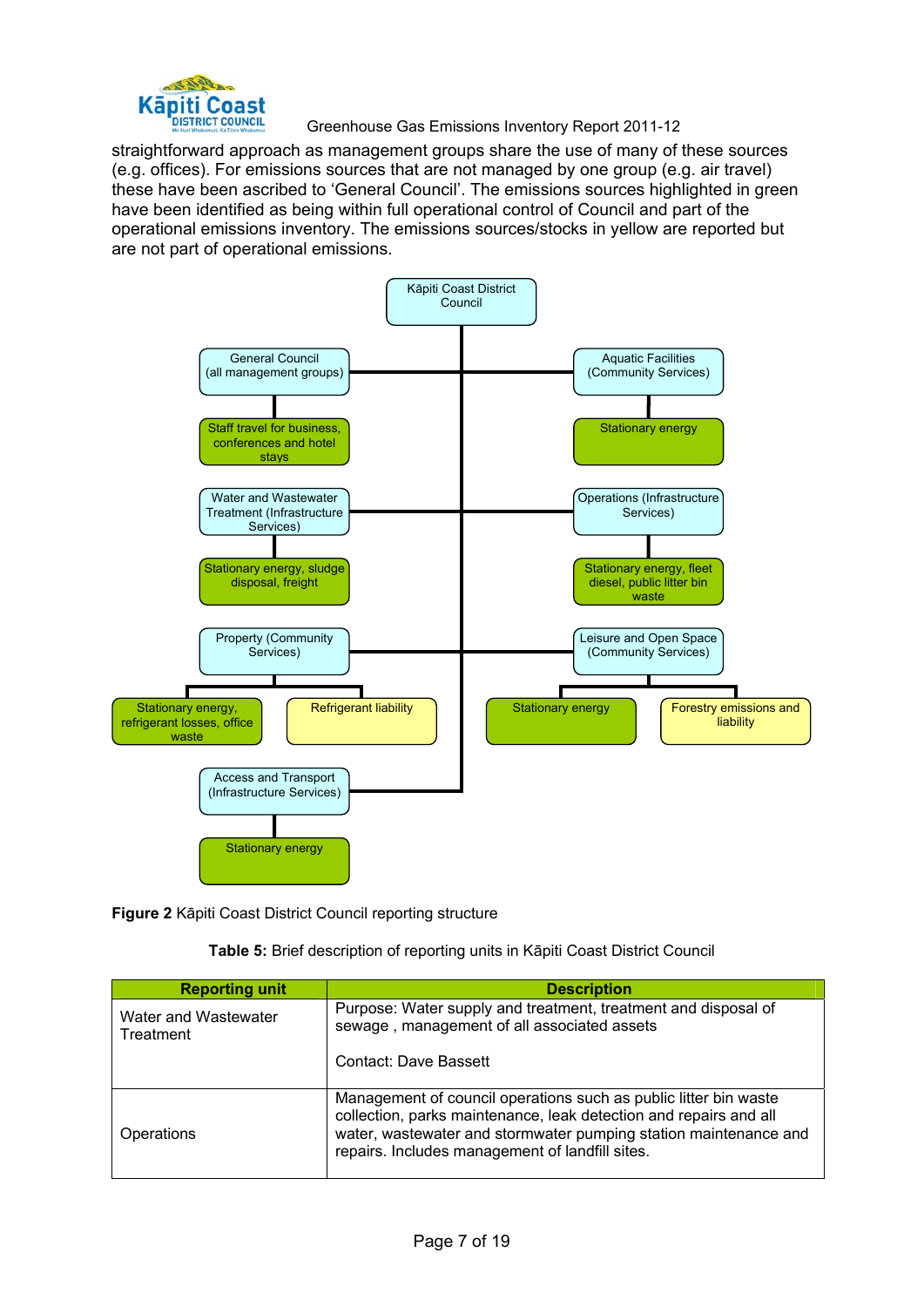straightforward approach as management groups share the use of many of these sources (e.g. offices). For emissions sources that are not managed by one group (e.g. air travel) these have been ascribed to 'General Council'. The emissions sources highlighted in green have been identified as being within full operational control of Council and part of the operational emissions inventory. The emissions sources/stocks in yellow are reported but are not part of operational emissions.

- Kāpiti Coast District Council
  - General Council (all management groups)
    - Staff travel for business, conferences and hotel stays
  - Aquatic Facilities (Community Services)
    - Stationary energy
  - Water and Wastewater Treatment (Infrastructure Services)
    - Stationary energy, sludge disposal, freight
  - Operations (Infrastructure Services)
    - Stationary energy, fleet diesel, public litter bin waste
  - Property (Community Services)
    - Stationary energy, refrigerant losses, office waste
    - Refrigerant liability
  - Leisure and Open Space (Community Services)
    - Stationary energy
    - Forestry emissions and liability
  - Access and Transport (Infrastructure Services)
    - Stationary energy

**Figure 2** Kāpiti Coast District Council reporting structure

**Table 5:** Brief description of reporting units in Kāpiti Coast District Council

| Reporting unit | Description |
|---|---|
| Water and Wastewater Treatment | Purpose: Water supply and treatment, treatment and disposal of sewage , management of all associated assets<br><br>Contact: Dave Bassett |
| Operations | Management of council operations such as public litter bin waste collection, parks maintenance, leak detection and repairs and all water, wastewater and stormwater pumping station maintenance and repairs. Includes management of landfill sites. |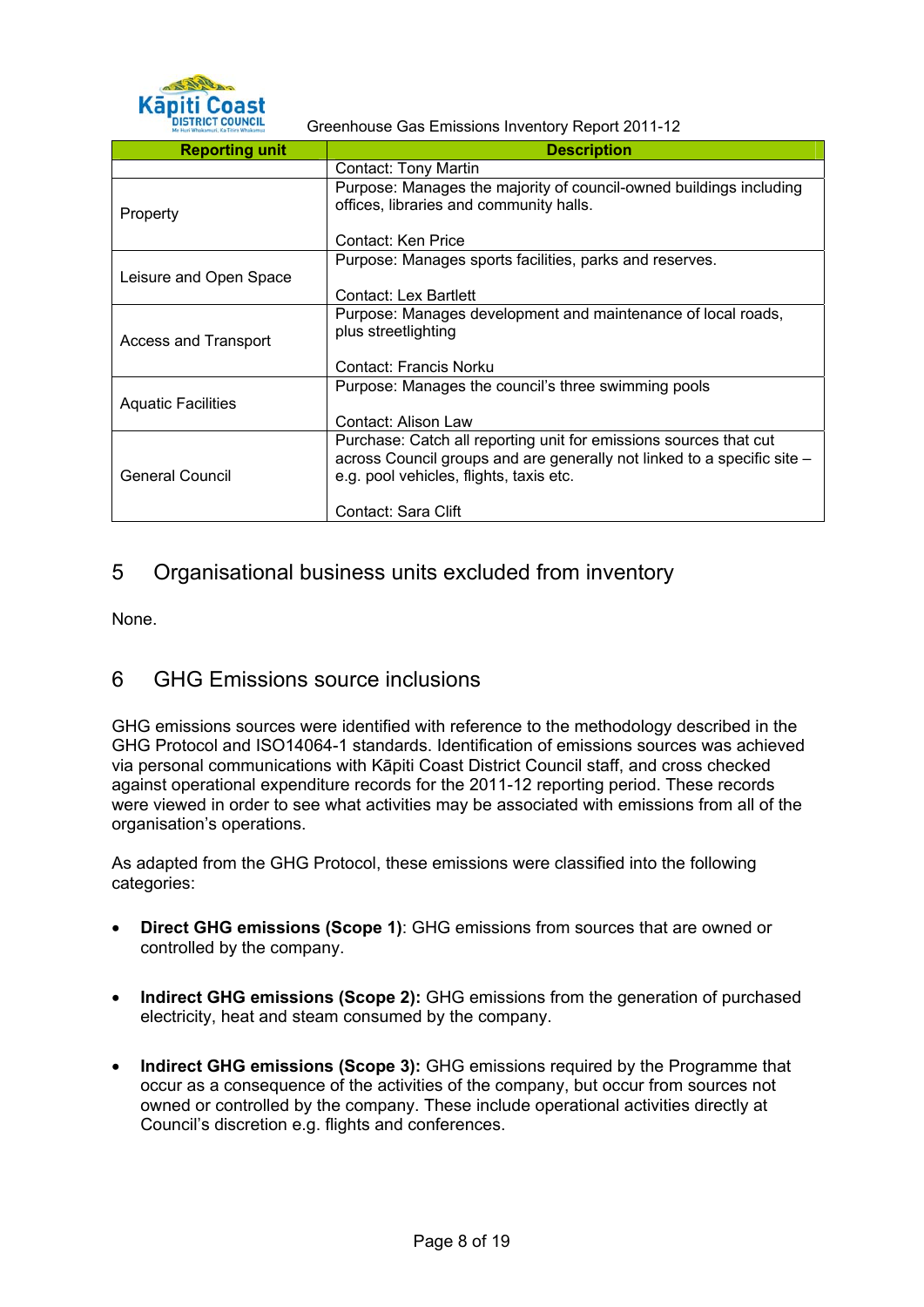| Reporting unit | Description |
|---|---|
| | Contact: Tony Martin |
| Property | Purpose: Manages the majority of council-owned buildings including offices, libraries and community halls.<br><br>Contact: Ken Price |
| Leisure and Open Space | Purpose: Manages sports facilities, parks and reserves.<br><br>Contact: Lex Bartlett |
| Access and Transport | Purpose: Manages development and maintenance of local roads, plus streetlighting<br><br>Contact: Francis Norku |
| Aquatic Facilities | Purpose: Manages the council's three swimming pools<br><br>Contact: Alison Law |
| General Council | Purchase: Catch all reporting unit for emissions sources that cut across Council groups and are generally not linked to a specific site – e.g. pool vehicles, flights, taxis etc.<br><br>Contact: Sara Clift |

# 5 Organisational business units excluded from inventory

None.

# 6 GHG Emissions source inclusions

GHG emissions sources were identified with reference to the methodology described in the GHG Protocol and ISO14064-1 standards. Identification of emissions sources was achieved via personal communications with Kāpiti Coast District Council staff, and cross checked against operational expenditure records for the 2011-12 reporting period. These records were viewed in order to see what activities may be associated with emissions from all of the organisation's operations.

As adapted from the GHG Protocol, these emissions were classified into the following categories:

- **Direct GHG emissions (Scope 1)**: GHG emissions from sources that are owned or controlled by the company.

- **Indirect GHG emissions (Scope 2):** GHG emissions from the generation of purchased electricity, heat and steam consumed by the company.

- **Indirect GHG emissions (Scope 3):** GHG emissions required by the Programme that occur as a consequence of the activities of the company, but occur from sources not owned or controlled by the company. These include operational activities directly at Council's discretion e.g. flights and conferences.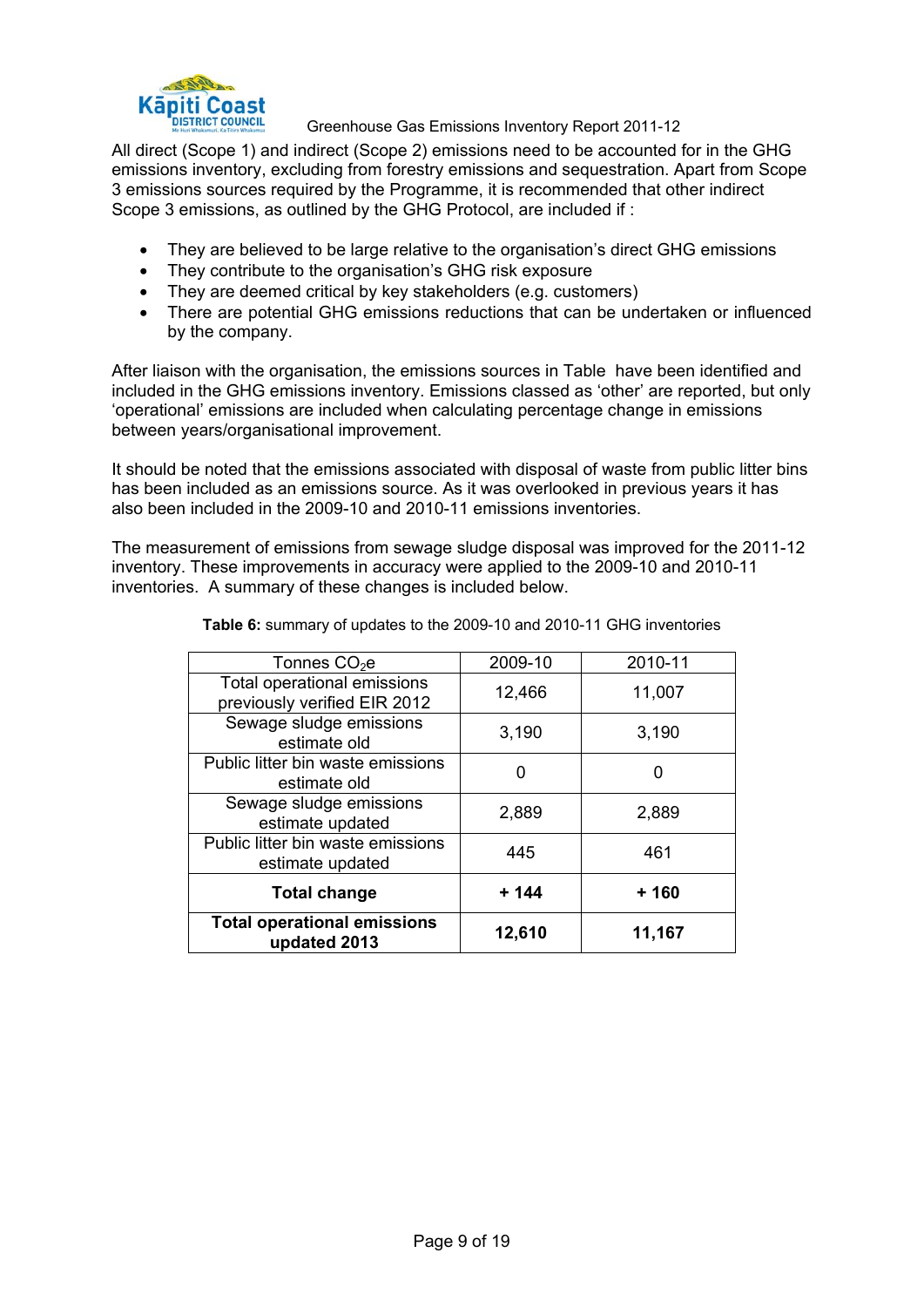All direct (Scope 1) and indirect (Scope 2) emissions need to be accounted for in the GHG emissions inventory, excluding from forestry emissions and sequestration. Apart from Scope 3 emissions sources required by the Programme, it is recommended that other indirect Scope 3 emissions, as outlined by the GHG Protocol, are included if :

- They are believed to be large relative to the organisation's direct GHG emissions
- They contribute to the organisation's GHG risk exposure
- They are deemed critical by key stakeholders (e.g. customers)
- There are potential GHG emissions reductions that can be undertaken or influenced by the company.

After liaison with the organisation, the emissions sources in Table  have been identified and included in the GHG emissions inventory. Emissions classed as 'other' are reported, but only 'operational' emissions are included when calculating percentage change in emissions between years/organisational improvement.

It should be noted that the emissions associated with disposal of waste from public litter bins has been included as an emissions source. As it was overlooked in previous years it has also been included in the 2009-10 and 2010-11 emissions inventories.

The measurement of emissions from sewage sludge disposal was improved for the 2011-12 inventory. These improvements in accuracy were applied to the 2009-10 and 2010-11 inventories.  A summary of these changes is included below.

**Table 6:** summary of updates to the 2009-10 and 2010-11 GHG inventories

| Tonnes $CO_2e$ | 2009-10 | 2010-11 |
|---|---|---|
| Total operational emissions previously verified EIR 2012 | 12,466 | 11,007 |
| Sewage sludge emissions estimate old | 3,190 | 3,190 |
| Public litter bin waste emissions estimate old | 0 | 0 |
| Sewage sludge emissions estimate updated | 2,889 | 2,889 |
| Public litter bin waste emissions estimate updated | 445 | 461 |
| **Total change** | **+ 144** | **+ 160** |
| **Total operational emissions updated 2013** | **12,610** | **11,167** |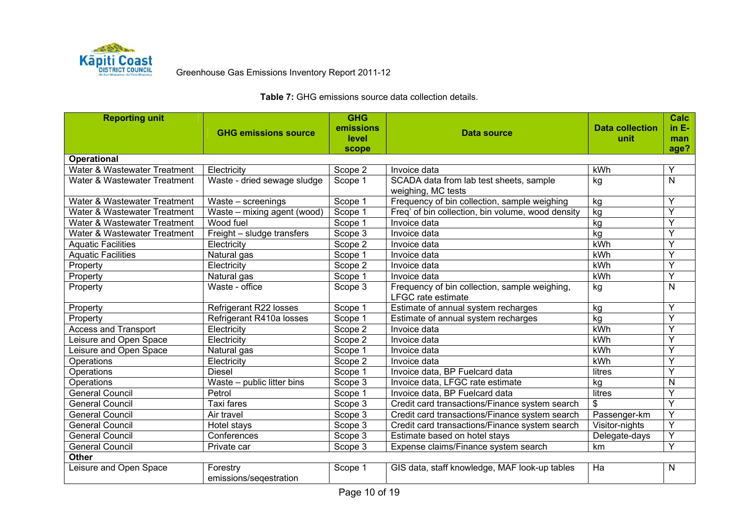**Table 7:** GHG emissions source data collection details.

| Reporting unit | GHG emissions source | GHG emissions level scope | Data source | Data collection unit | Calc in E-manage? |
|---|---|---|---|---|---|
| **Operational** | | | | | |
| Water & Wastewater Treatment | Electricity | Scope 2 | Invoice data | kWh | Y |
| Water & Wastewater Treatment | Waste - dried sewage sludge | Scope 1 | SCADA data from lab test sheets, sample weighing, MC tests | kg | N |
| Water & Wastewater Treatment | Waste – screenings | Scope 1 | Frequency of bin collection, sample weighing | kg | Y |
| Water & Wastewater Treatment | Waste – mixing agent (wood) | Scope 1 | Freq' of bin collection, bin volume, wood density | kg | Y |
| Water & Wastewater Treatment | Wood fuel | Scope 1 | Invoice data | kg | Y |
| Water & Wastewater Treatment | Freight – sludge transfers | Scope 3 | Invoice data | kg | Y |
| Aquatic Facilities | Electricity | Scope 2 | Invoice data | kWh | Y |
| Aquatic Facilities | Natural gas | Scope 1 | Invoice data | kWh | Y |
| Property | Electricity | Scope 2 | Invoice data | kWh | Y |
| Property | Natural gas | Scope 1 | Invoice data | kWh | Y |
| Property | Waste - office | Scope 3 | Frequency of bin collection, sample weighing, LFGC rate estimate | kg | N |
| Property | Refrigerant R22 losses | Scope 1 | Estimate of annual system recharges | kg | Y |
| Property | Refrigerant R410a losses | Scope 1 | Estimate of annual system recharges | kg | Y |
| Access and Transport | Electricity | Scope 2 | Invoice data | kWh | Y |
| Leisure and Open Space | Electricity | Scope 2 | Invoice data | kWh | Y |
| Leisure and Open Space | Natural gas | Scope 1 | Invoice data | kWh | Y |
| Operations | Electricity | Scope 2 | Invoice data | kWh | Y |
| Operations | Diesel | Scope 1 | Invoice data, BP Fuelcard data | litres | Y |
| Operations | Waste – public litter bins | Scope 3 | Invoice data, LFGC rate estimate | kg | N |
| General Council | Petrol | Scope 1 | Invoice data, BP Fuelcard data | litres | Y |
| General Council | Taxi fares | Scope 3 | Credit card transactions/Finance system search | $ | Y |
| General Council | Air travel | Scope 3 | Credit card transactions/Finance system search | Passenger-km | Y |
| General Council | Hotel stays | Scope 3 | Credit card transactions/Finance system search | Visitor-nights | Y |
| General Council | Conferences | Scope 3 | Estimate based on hotel stays | Delegate-days | Y |
| General Council | Private car | Scope 3 | Expense claims/Finance system search | km | Y |
| **Other** | | | | | |
| Leisure and Open Space | Forestry emissions/seqestration | Scope 1 | GIS data, staff knowledge, MAF look-up tables | Ha | N |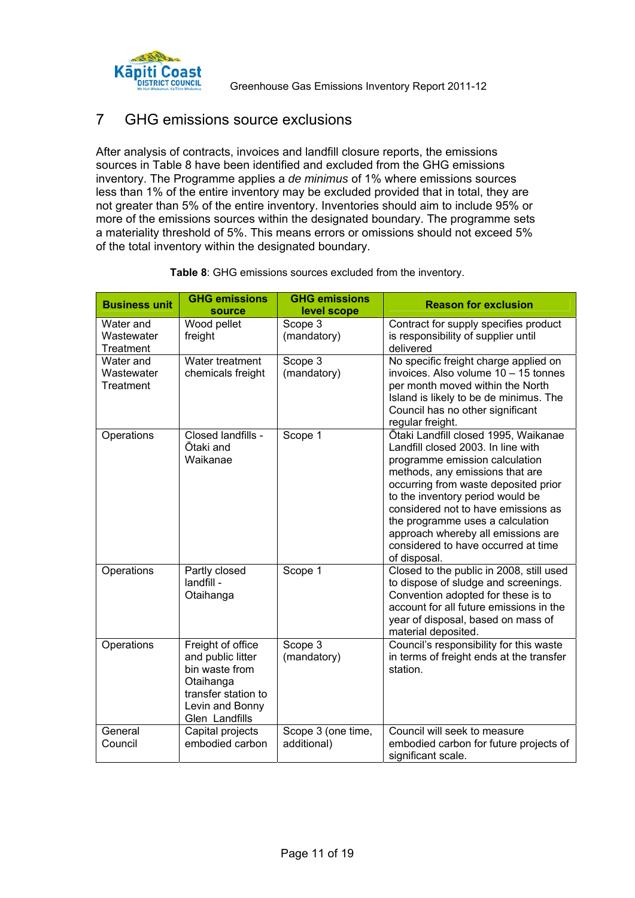# 7 GHG emissions source exclusions

After analysis of contracts, invoices and landfill closure reports, the emissions sources in Table 8 have been identified and excluded from the GHG emissions inventory. The Programme applies a *de minimus* of 1% where emissions sources less than 1% of the entire inventory may be excluded provided that in total, they are not greater than 5% of the entire inventory. Inventories should aim to include 95% or more of the emissions sources within the designated boundary. The programme sets a materiality threshold of 5%. This means errors or omissions should not exceed 5% of the total inventory within the designated boundary.

**Table 8**: GHG emissions sources excluded from the inventory.

| Business unit | GHG emissions source | GHG emissions level scope | Reason for exclusion |
|---|---|---|---|
| Water and Wastewater Treatment | Wood pellet freight | Scope 3 (mandatory) | Contract for supply specifies product is responsibility of supplier until delivered |
| Water and Wastewater Treatment | Water treatment chemicals freight | Scope 3 (mandatory) | No specific freight charge applied on invoices. Also volume 10 – 15 tonnes per month moved within the North Island is likely to be de minimus. The Council has no other significant regular freight. |
| Operations | Closed landfills - Ōtaki and Waikanae | Scope 1 | Ōtaki Landfill closed 1995, Waikanae Landfill closed 2003. In line with programme emission calculation methods, any emissions that are occurring from waste deposited prior to the inventory period would be considered not to have emissions as the programme uses a calculation approach whereby all emissions are considered to have occurred at time of disposal. |
| Operations | Partly closed landfill - Otaihanga | Scope 1 | Closed to the public in 2008, still used to dispose of sludge and screenings. Convention adopted for these is to account for all future emissions in the year of disposal, based on mass of material deposited. |
| Operations | Freight of office and public litter bin waste from Otaihanga transfer station to Levin and Bonny Glen Landfills | Scope 3 (mandatory) | Council's responsibility for this waste in terms of freight ends at the transfer station. |
| General Council | Capital projects embodied carbon | Scope 3 (one time, additional) | Council will seek to measure embodied carbon for future projects of significant scale. |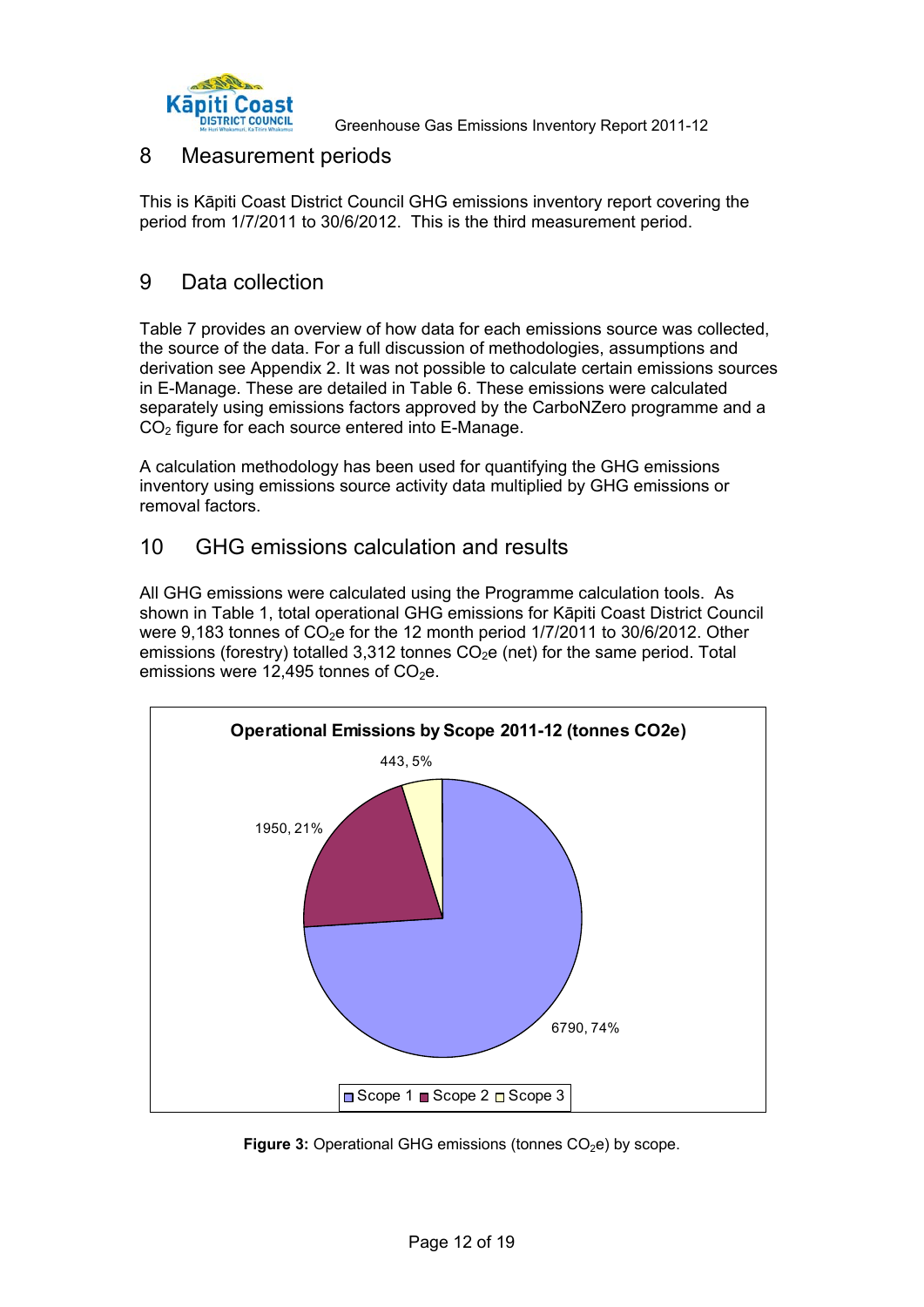## 8 Measurement periods

This is Kāpiti Coast District Council GHG emissions inventory report covering the period from 1/7/2011 to 30/6/2012. This is the third measurement period.

## 9 Data collection

Table 7 provides an overview of how data for each emissions source was collected, the source of the data. For a full discussion of methodologies, assumptions and derivation see Appendix 2. It was not possible to calculate certain emissions sources in E-Manage. These are detailed in Table 6. These emissions were calculated separately using emissions factors approved by the CarboNZero programme and a $CO_2$ figure for each source entered into E-Manage.

A calculation methodology has been used for quantifying the GHG emissions inventory using emissions source activity data multiplied by GHG emissions or removal factors.

## 10 GHG emissions calculation and results

All GHG emissions were calculated using the Programme calculation tools. As shown in Table 1, total operational GHG emissions for Kāpiti Coast District Council were 9,183 tonnes of $CO_2$e for the 12 month period 1/7/2011 to 30/6/2012. Other emissions (forestry) totalled 3,312 tonnes $CO_2$e (net) for the same period. Total emissions were 12,495 tonnes of $CO_2$e.

**Operational Emissions by Scope 2011-12 (tonnes CO2e)**

| Scope | Tonnes CO2e | Percentage |
|---|---|---|
| Scope 1 | 6790 | 74% |
| Scope 2 | 1950 | 21% |
| Scope 3 | 443 | 5% |

**Figure 3:** Operational GHG emissions (tonnes $CO_2$e) by scope.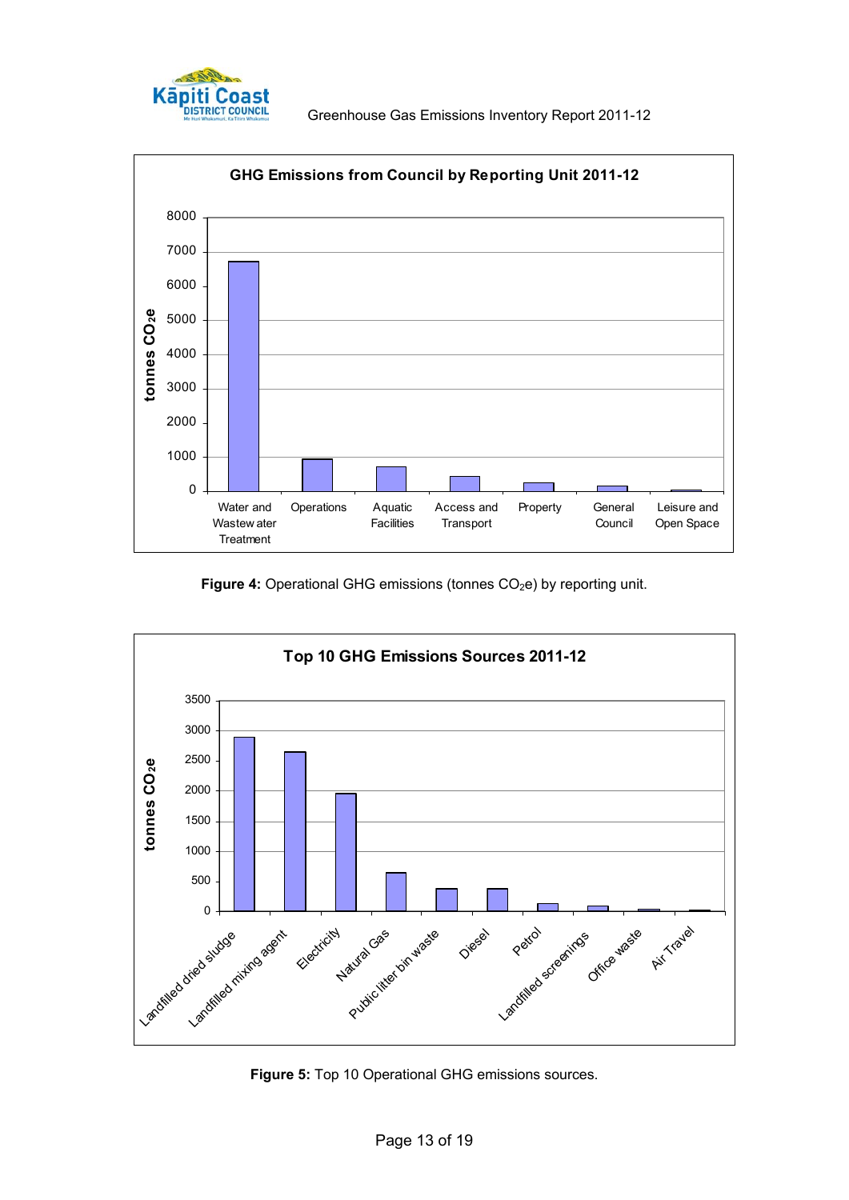**GHG Emissions from Council by Reporting Unit 2011-12**

**Figure 4:** Operational GHG emissions (tonnes $CO_2e$) by reporting unit.

**Top 10 GHG Emissions Sources 2011-12**

**Figure 5:** Top 10 Operational GHG emissions sources.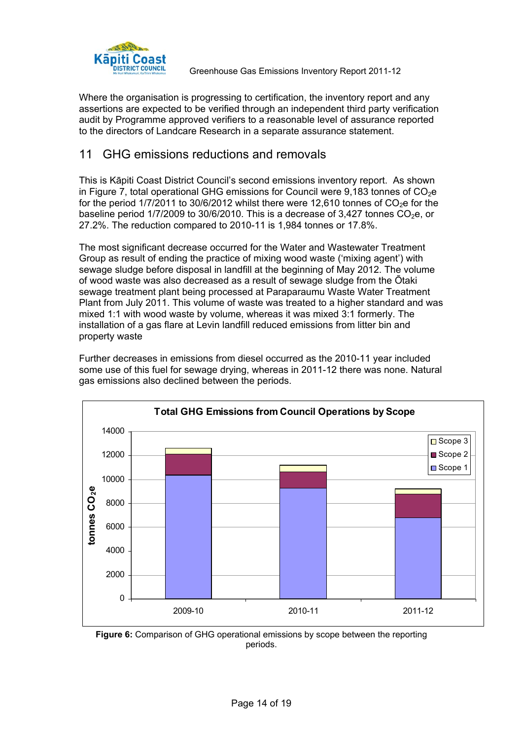Where the organisation is progressing to certification, the inventory report and any assertions are expected to be verified through an independent third party verification audit by Programme approved verifiers to a reasonable level of assurance reported to the directors of Landcare Research in a separate assurance statement.

## 11 GHG emissions reductions and removals

This is Kāpiti Coast District Council's second emissions inventory report. As shown in Figure 7, total operational GHG emissions for Council were 9,183 tonnes of $CO_2e$ for the period 1/7/2011 to 30/6/2012 whilst there were 12,610 tonnes of $CO_2e$ for the baseline period 1/7/2009 to 30/6/2010. This is a decrease of 3,427 tonnes $CO_2e$, or 27.2%. The reduction compared to 2010-11 is 1,984 tonnes or 17.8%.

The most significant decrease occurred for the Water and Wastewater Treatment Group as result of ending the practice of mixing wood waste ('mixing agent') with sewage sludge before disposal in landfill at the beginning of May 2012. The volume of wood waste was also decreased as a result of sewage sludge from the Ōtaki sewage treatment plant being processed at Paraparaumu Waste Water Treatment Plant from July 2011. This volume of waste was treated to a higher standard and was mixed 1:1 with wood waste by volume, whereas it was mixed 3:1 formerly. The installation of a gas flare at Levin landfill reduced emissions from litter bin and property waste

Further decreases in emissions from diesel occurred as the 2010-11 year included some use of this fuel for sewage drying, whereas in 2011-12 there was none. Natural gas emissions also declined between the periods.

**Figure 6:** Comparison of GHG operational emissions by scope between the reporting periods.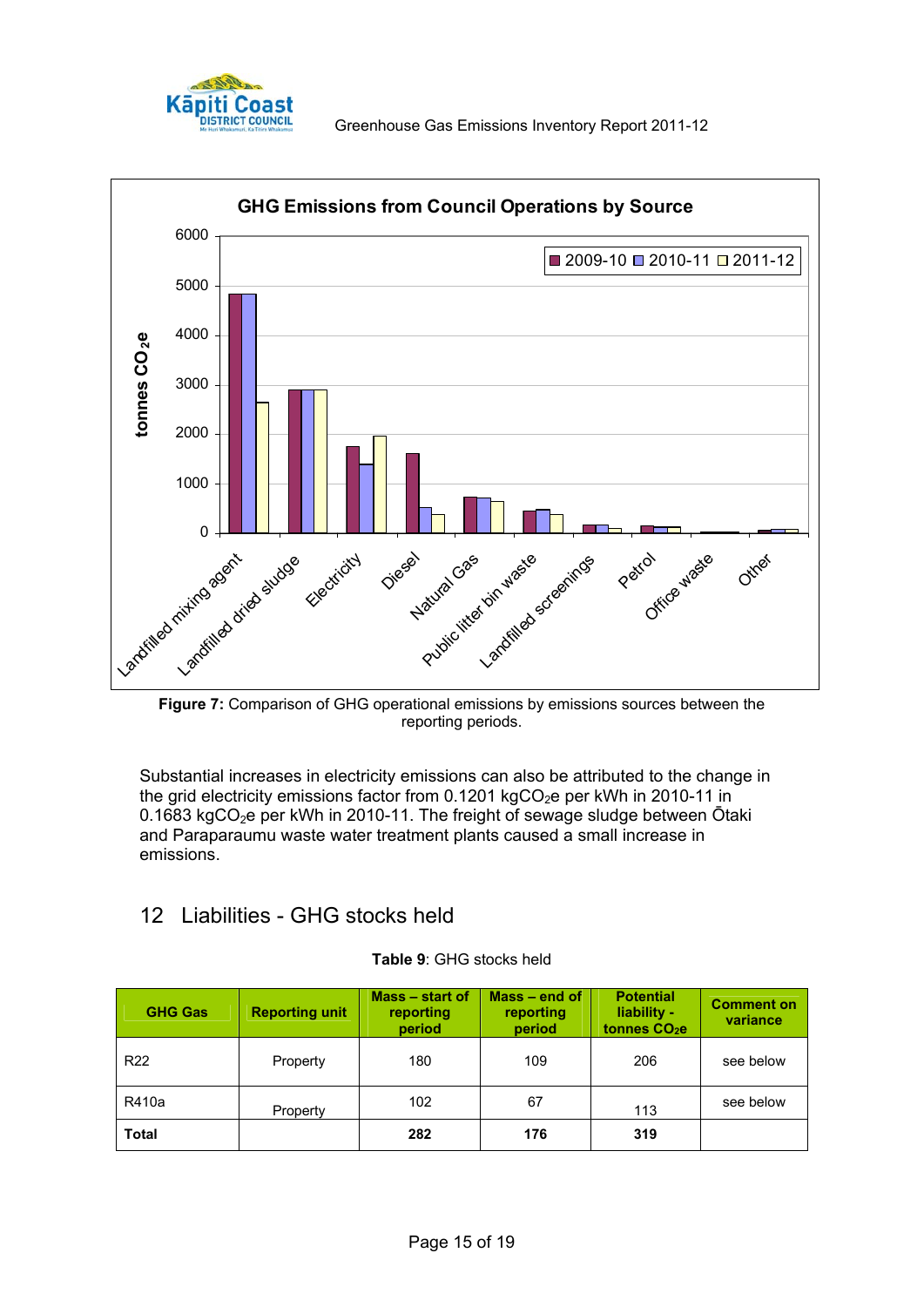**Figure 7:** Comparison of GHG operational emissions by emissions sources between the reporting periods.

Substantial increases in electricity emissions can also be attributed to the change in the grid electricity emissions factor from 0.1201 kg$CO_2$e per kWh in 2010-11 in 0.1683 kg$CO_2$e per kWh in 2010-11. The freight of sewage sludge between Ōtaki and Paraparaumu waste water treatment plants caused a small increase in emissions.

## 12 Liabilities - GHG stocks held

**Table 9**: GHG stocks held

| GHG Gas | Reporting unit | Mass – start of reporting period | Mass – end of reporting period | Potential liability - tonnes $CO_2$e | Comment on variance |
|---|---|---|---|---|---|
| R22 | Property | 180 | 109 | 206 | see below |
| R410a | Property | 102 | 67 | 113 | see below |
| **Total** | | **282** | **176** | **319** | |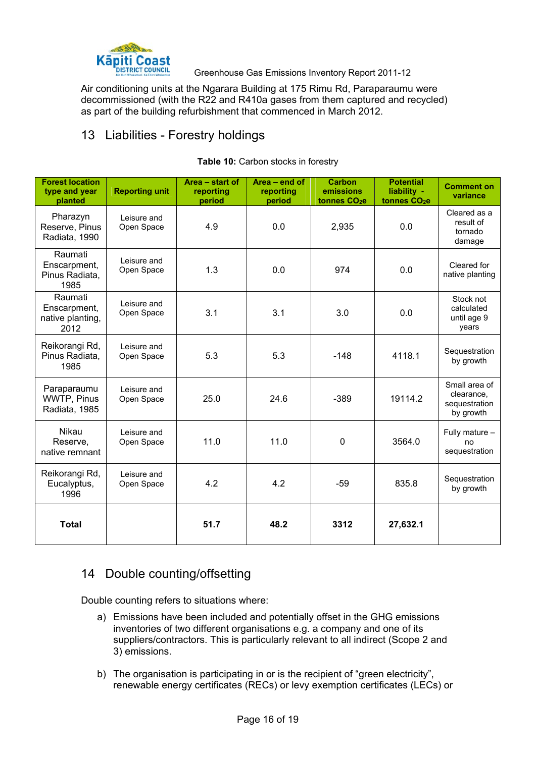Air conditioning units at the Ngarara Building at 175 Rimu Rd, Paraparaumu were decommissioned (with the R22 and R410a gases from them captured and recycled) as part of the building refurbishment that commenced in March 2012.

## 13 Liabilities - Forestry holdings

**Table 10:** Carbon stocks in forestry

| Forest location type and year planted | Reporting unit | Area – start of reporting period | Area – end of reporting period | Carbon emissions tonnes $CO_2e$ | Potential liability - tonnes $CO_2e$ | Comment on variance |
|---|---|---|---|---|---|---|
| Pharazyn Reserve, Pinus Radiata, 1990 | Leisure and Open Space | 4.9 | 0.0 | 2,935 | 0.0 | Cleared as a result of tornado damage |
| Raumati Enscarpment, Pinus Radiata, 1985 | Leisure and Open Space | 1.3 | 0.0 | 974 | 0.0 | Cleared for native planting |
| Raumati Enscarpment, native planting, 2012 | Leisure and Open Space | 3.1 | 3.1 | 3.0 | 0.0 | Stock not calculated until age 9 years |
| Reikorangi Rd, Pinus Radiata, 1985 | Leisure and Open Space | 5.3 | 5.3 | -148 | 4118.1 | Sequestration by growth |
| Paraparaumu WWTP, Pinus Radiata, 1985 | Leisure and Open Space | 25.0 | 24.6 | -389 | 19114.2 | Small area of clearance, sequestration by growth |
| Nikau Reserve, native remnant | Leisure and Open Space | 11.0 | 11.0 | 0 | 3564.0 | Fully mature – no sequestration |
| Reikorangi Rd, Eucalyptus, 1996 | Leisure and Open Space | 4.2 | 4.2 | -59 | 835.8 | Sequestration by growth |
| **Total** | | **51.7** | **48.2** | **3312** | **27,632.1** | |

## 14 Double counting/offsetting

Double counting refers to situations where:

a) Emissions have been included and potentially offset in the GHG emissions inventories of two different organisations e.g. a company and one of its suppliers/contractors. This is particularly relevant to all indirect (Scope 2 and 3) emissions.

b) The organisation is participating in or is the recipient of "green electricity", renewable energy certificates (RECs) or levy exemption certificates (LECs) or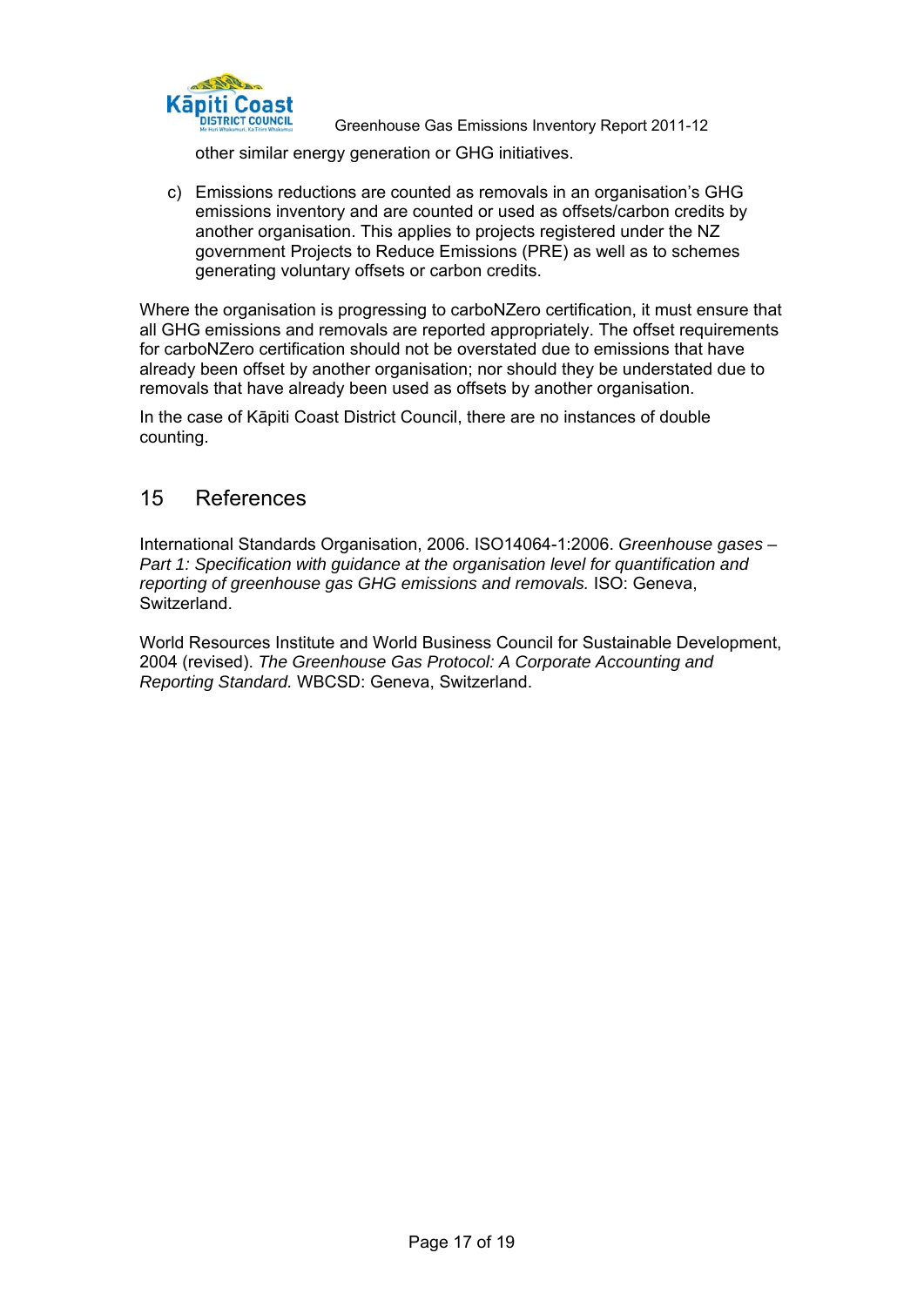other similar energy generation or GHG initiatives.

c) Emissions reductions are counted as removals in an organisation's GHG emissions inventory and are counted or used as offsets/carbon credits by another organisation. This applies to projects registered under the NZ government Projects to Reduce Emissions (PRE) as well as to schemes generating voluntary offsets or carbon credits.

Where the organisation is progressing to carboNZero certification, it must ensure that all GHG emissions and removals are reported appropriately. The offset requirements for carboNZero certification should not be overstated due to emissions that have already been offset by another organisation; nor should they be understated due to removals that have already been used as offsets by another organisation.

In the case of Kāpiti Coast District Council, there are no instances of double counting.

## 15 References

International Standards Organisation, 2006. ISO14064-1:2006. *Greenhouse gases – Part 1: Specification with guidance at the organisation level for quantification and reporting of greenhouse gas GHG emissions and removals.* ISO: Geneva, Switzerland.

World Resources Institute and World Business Council for Sustainable Development, 2004 (revised). *The Greenhouse Gas Protocol: A Corporate Accounting and Reporting Standard.* WBCSD: Geneva, Switzerland.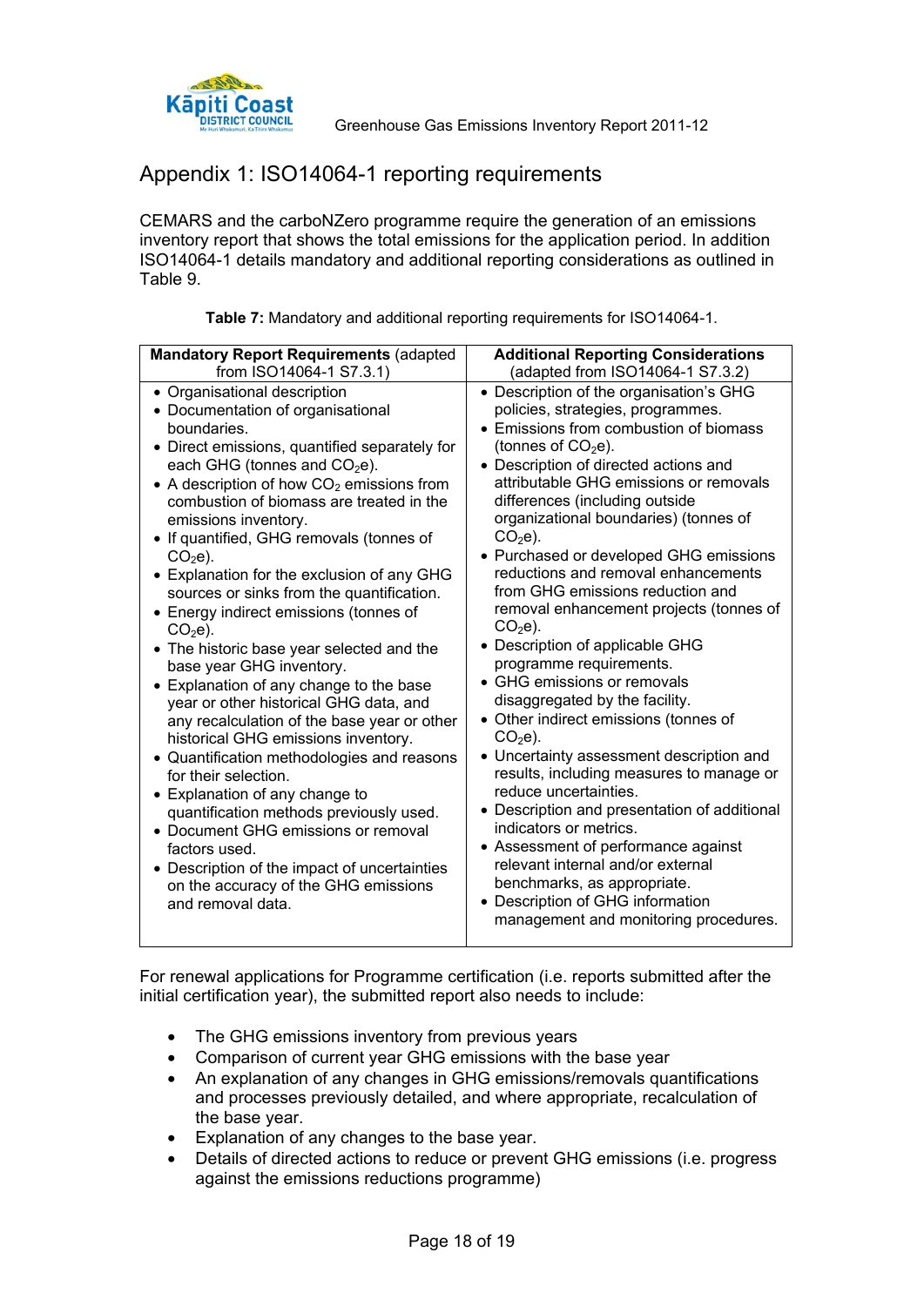# Appendix 1: ISO14064-1 reporting requirements

CEMARS and the carboNZero programme require the generation of an emissions inventory report that shows the total emissions for the application period. In addition ISO14064-1 details mandatory and additional reporting considerations as outlined in Table 9.

**Table 7:** Mandatory and additional reporting requirements for ISO14064-1.

| **Mandatory Report Requirements** (adapted from ISO14064-1 S7.3.1) | **Additional Reporting Considerations** (adapted from ISO14064-1 S7.3.2) |
|---|---|
| • Organisational description<br>• Documentation of organisational boundaries.<br>• Direct emissions, quantified separately for each GHG (tonnes and $CO_2e$).<br>• A description of how $CO_2$ emissions from combustion of biomass are treated in the emissions inventory.<br>• If quantified, GHG removals (tonnes of $CO_2e$).<br>• Explanation for the exclusion of any GHG sources or sinks from the quantification.<br>• Energy indirect emissions (tonnes of $CO_2e$).<br>• The historic base year selected and the base year GHG inventory.<br>• Explanation of any change to the base year or other historical GHG data, and any recalculation of the base year or other historical GHG emissions inventory.<br>• Quantification methodologies and reasons for their selection.<br>• Explanation of any change to quantification methods previously used.<br>• Document GHG emissions or removal factors used.<br>• Description of the impact of uncertainties on the accuracy of the GHG emissions and removal data. | • Description of the organisation's GHG policies, strategies, programmes.<br>• Emissions from combustion of biomass (tonnes of $CO_2e$).<br>• Description of directed actions and attributable GHG emissions or removals differences (including outside organizational boundaries) (tonnes of $CO_2e$).<br>• Purchased or developed GHG emissions reductions and removal enhancements from GHG emissions reduction and removal enhancement projects (tonnes of $CO_2e$).<br>• Description of applicable GHG programme requirements.<br>• GHG emissions or removals disaggregated by the facility.<br>• Other indirect emissions (tonnes of $CO_2e$).<br>• Uncertainty assessment description and results, including measures to manage or reduce uncertainties.<br>• Description and presentation of additional indicators or metrics.<br>• Assessment of performance against relevant internal and/or external benchmarks, as appropriate.<br>• Description of GHG information management and monitoring procedures. |

For renewal applications for Programme certification (i.e. reports submitted after the initial certification year), the submitted report also needs to include:

- The GHG emissions inventory from previous years
- Comparison of current year GHG emissions with the base year
- An explanation of any changes in GHG emissions/removals quantifications and processes previously detailed, and where appropriate, recalculation of the base year.
- Explanation of any changes to the base year.
- Details of directed actions to reduce or prevent GHG emissions (i.e. progress against the emissions reductions programme)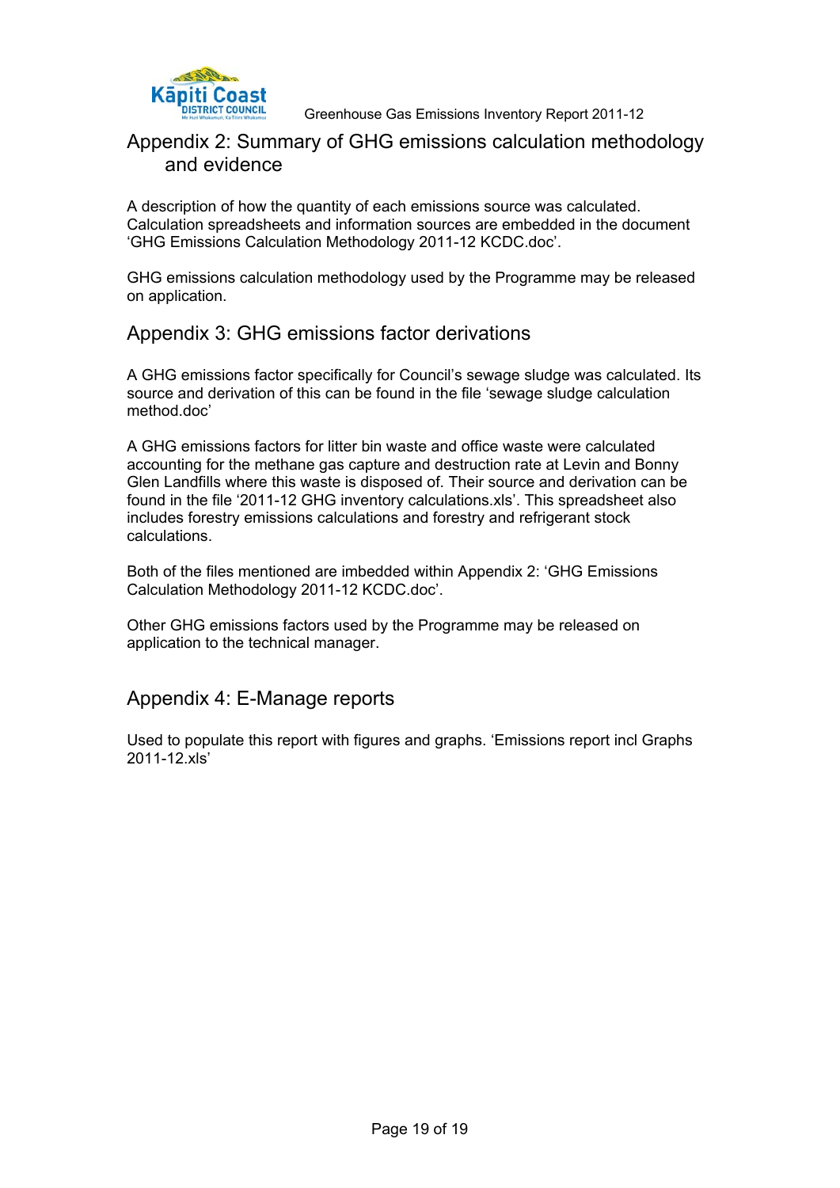## Appendix 2: Summary of GHG emissions calculation methodology and evidence

A description of how the quantity of each emissions source was calculated. Calculation spreadsheets and information sources are embedded in the document 'GHG Emissions Calculation Methodology 2011-12 KCDC.doc'.

GHG emissions calculation methodology used by the Programme may be released on application.

## Appendix 3: GHG emissions factor derivations

A GHG emissions factor specifically for Council's sewage sludge was calculated. Its source and derivation of this can be found in the file 'sewage sludge calculation method.doc'

A GHG emissions factors for litter bin waste and office waste were calculated accounting for the methane gas capture and destruction rate at Levin and Bonny Glen Landfills where this waste is disposed of. Their source and derivation can be found in the file '2011-12 GHG inventory calculations.xls'. This spreadsheet also includes forestry emissions calculations and forestry and refrigerant stock calculations.

Both of the files mentioned are imbedded within Appendix 2: 'GHG Emissions Calculation Methodology 2011-12 KCDC.doc'.

Other GHG emissions factors used by the Programme may be released on application to the technical manager.

## Appendix 4: E-Manage reports

Used to populate this report with figures and graphs. 'Emissions report incl Graphs 2011-12.xls'